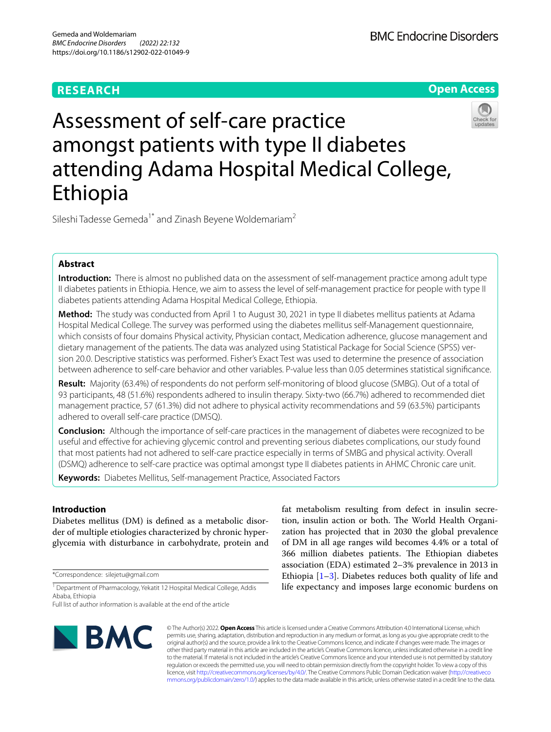**RESEARCH**

**Open Access**

# Assessment of self-care practice amongst patients with type II diabetes attending Adama Hospital Medical College, Ethiopia

Sileshi Tadesse Gemeda[1*] and Zinash Beyene Woldemariam[2]

## Abstract

**Introduction:** There is almost no published data on the assessment of self-management practice among adult type II diabetes patients in Ethiopia. Hence, we aim to assess the level of self-management practice for people with type II diabetes patients attending Adama Hospital Medical College, Ethiopia.

**Method:** The study was conducted from April 1 to August 30, 2021 in type II diabetes mellitus patients at Adama Hospital Medical College. The survey was performed using the diabetes mellitus self-Management questionnaire, which consists of four domains Physical activity, Physician contact, Medication adherence, glucose management and dietary management of the patients. The data was analyzed using Statistical Package for Social Science (SPSS) version 20.0. Descriptive statistics was performed. Fisher's Exact Test was used to determine the presence of association between adherence to self-care behavior and other variables. P-value less than 0.05 determines statistical significance.

**Result:** Majority (63.4%) of respondents do not perform self-monitoring of blood glucose (SMBG). Out of a total of 93 participants, 48 (51.6%) respondents adhered to insulin therapy. Sixty-two (66.7%) adhered to recommended diet management practice, 57 (61.3%) did not adhere to physical activity recommendations and 59 (63.5%) participants adhered to overall self-care practice (DMSQ).

**Conclusion:** Although the importance of self-care practices in the management of diabetes were recognized to be useful and effective for achieving glycemic control and preventing serious diabetes complications, our study found that most patients had not adhered to self-care practice especially in terms of SMBG and physical activity. Overall (DSMQ) adherence to self-care practice was optimal amongst type II diabetes patients in AHMC Chronic care unit.

**Keywords:** Diabetes Mellitus, Self-management Practice, Associated Factors

## Introduction

Diabetes mellitus (DM) is defined as a metabolic disorder of multiple etiologies characterized by chronic hyperglycemia with disturbance in carbohydrate, protein and fat metabolism resulting from defect in insulin secretion, insulin action or both. The World Health Organization has projected that in 2030 the global prevalence of DM in all age ranges wild becomes 4.4% or a total of 366 million diabetes patients. The Ethiopian diabetes association (EDA) estimated 2–3% prevalence in 2013 in Ethiopia [1–3]. Diabetes reduces both quality of life and life expectancy and imposes large economic burdens on

*Correspondence: silejetu@gmail.com

[1] Department of Pharmacology, Yekatit 12 Hospital Medical College, Addis Ababa, Ethiopia

Full list of author information is available at the end of the article

© The Author(s) 2022. **Open Access** This article is licensed under a Creative Commons Attribution 4.0 International License, which permits use, sharing, adaptation, distribution and reproduction in any medium or format, as long as you give appropriate credit to the original author(s) and the source, provide a link to the Creative Commons licence, and indicate if changes were made. The images or other third party material in this article are included in the article's Creative Commons licence, unless indicated otherwise in a credit line to the material. If material is not included in the article's Creative Commons licence and your intended use is not permitted by statutory regulation or exceeds the permitted use, you will need to obtain permission directly from the copyright holder. To view a copy of this licence, visit http://creativecommons.org/licenses/by/4.0/. The Creative Commons Public Domain Dedication waiver (http://creativecommons.org/publicdomain/zero/1.0/) applies to the data made available in this article, unless otherwise stated in a credit line to the data.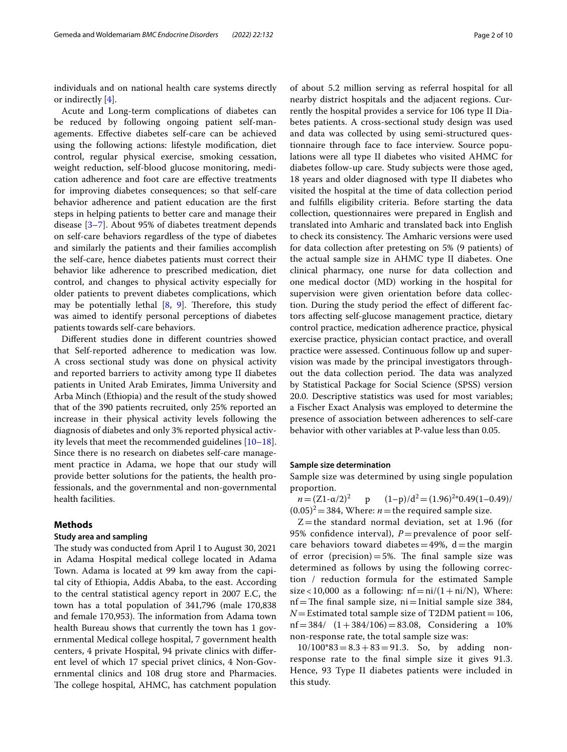individuals and on national health care systems directly or indirectly [4].

Acute and Long-term complications of diabetes can be reduced by following ongoing patient self-managements. Effective diabetes self-care can be achieved using the following actions: lifestyle modification, diet control, regular physical exercise, smoking cessation, weight reduction, self-blood glucose monitoring, medication adherence and foot care are effective treatments for improving diabetes consequences; so that self-care behavior adherence and patient education are the first steps in helping patients to better care and manage their disease [3–7]. About 95% of diabetes treatment depends on self-care behaviors regardless of the type of diabetes and similarly the patients and their families accomplish the self-care, hence diabetes patients must correct their behavior like adherence to prescribed medication, diet control, and changes to physical activity especially for older patients to prevent diabetes complications, which may be potentially lethal [8, 9]. Therefore, this study was aimed to identify personal perceptions of diabetes patients towards self-care behaviors.

Different studies done in different countries showed that Self-reported adherence to medication was low. A cross sectional study was done on physical activity and reported barriers to activity among type II diabetes patients in United Arab Emirates, Jimma University and Arba Minch (Ethiopia) and the result of the study showed that of the 390 patients recruited, only 25% reported an increase in their physical activity levels following the diagnosis of diabetes and only 3% reported physical activity levels that meet the recommended guidelines [10–18]. Since there is no research on diabetes self-care management practice in Adama, we hope that our study will provide better solutions for the patients, the health professionals, and the governmental and non-governmental health facilities.

## Methods

### Study area and sampling

The study was conducted from April 1 to August 30, 2021 in Adama Hospital medical college located in Adama Town. Adama is located at 99 km away from the capital city of Ethiopia, Addis Ababa, to the east. According to the central statistical agency report in 2007 E.C, the town has a total population of 341,796 (male 170,838 and female 170,953). The information from Adama town health Bureau shows that currently the town has 1 governmental Medical college hospital, 7 government health centers, 4 private Hospital, 94 private clinics with different level of which 17 special privet clinics, 4 Non-Governmental clinics and 108 drug store and Pharmacies. The college hospital, AHMC, has catchment population of about 5.2 million serving as referral hospital for all nearby district hospitals and the adjacent regions. Currently the hospital provides a service for 106 type II Diabetes patients. A cross-sectional study design was used and data was collected by using semi-structured questionnaire through face to face interview. Source populations were all type II diabetes who visited AHMC for diabetes follow-up care. Study subjects were those aged, 18 years and older diagnosed with type II diabetes who visited the hospital at the time of data collection period and fulfills eligibility criteria. Before starting the data collection, questionnaires were prepared in English and translated into Amharic and translated back into English to check its consistency. The Amharic versions were used for data collection after pretesting on 5% (9 patients) of the actual sample size in AHMC type II diabetes. One clinical pharmacy, one nurse for data collection and one medical doctor (MD) working in the hospital for supervision were given orientation before data collection. During the study period the effect of different factors affecting self-glucose management practice, dietary control practice, medication adherence practice, physical exercise practice, physician contact practice, and overall practice were assessed. Continuous follow up and supervision was made by the principal investigators throughout the data collection period. The data was analyzed by Statistical Package for Social Science (SPSS) version 20.0. Descriptive statistics was used for most variables; a Fischer Exact Analysis was employed to determine the presence of association between adherences to self-care behavior with other variables at P-value less than 0.05.

### Sample size determination

Sample size was determined by using single population proportion.

$n = (Z1\text{-}\alpha/2)^2 \quad p \quad (1-p)/d^2 = (1.96)^2{*}0.49(1-0.49)/(0.05)^2 = 384$, Where: $n$ = the required sample size.

Z = the standard normal deviation, set at 1.96 (for 95% confidence interval), $P$ = prevalence of poor self-care behaviors toward diabetes = 49%, d = the margin of error (precision) = 5%. The final sample size was determined as follows by using the following correction / reduction formula for the estimated Sample size < 10,000 as a following: $nf = ni/(1 + ni/N)$, Where: nf = The final sample size, ni = Initial sample size 384, $N$ = Estimated total sample size of T2DM patient = 106, $nf = 384/ \ (1 + 384/106) = 83.08$, Considering a 10% non-response rate, the total sample size was:

$10/100{*}83 = 8.3 + 83 = 91.3$. So, by adding non-response rate to the final simple size it gives 91.3. Hence, 93 Type II diabetes patients were included in this study.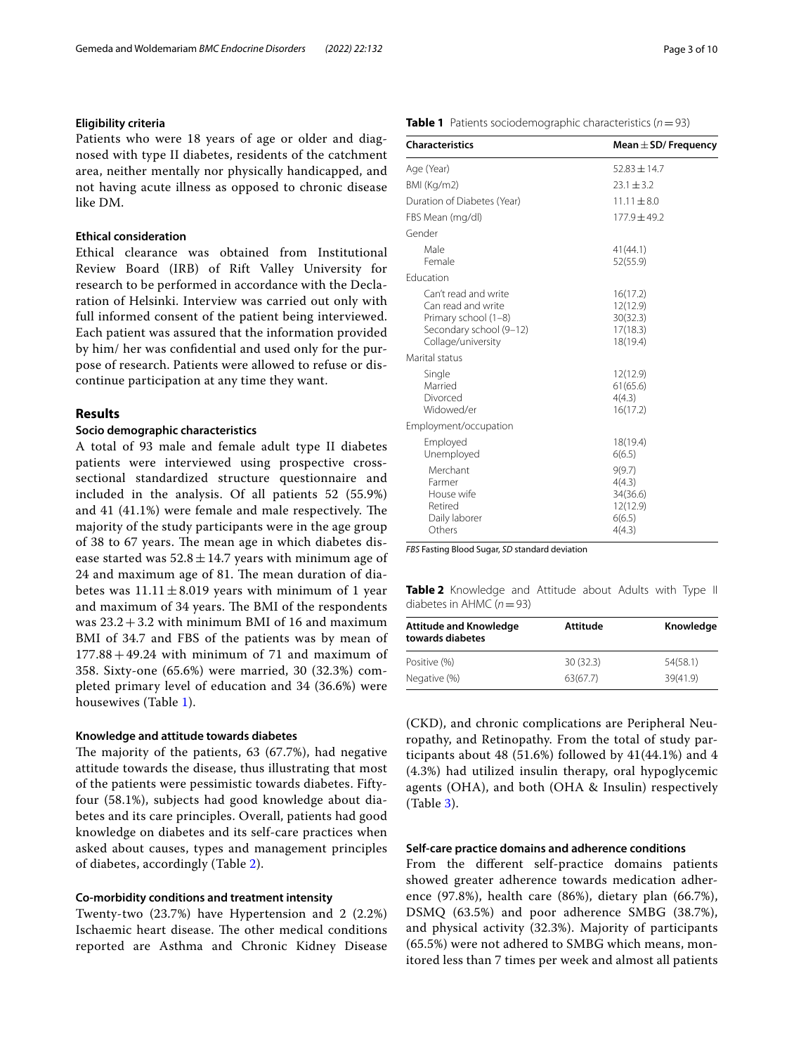### Eligibility criteria

Patients who were 18 years of age or older and diagnosed with type II diabetes, residents of the catchment area, neither mentally nor physically handicapped, and not having acute illness as opposed to chronic disease like DM.

### Ethical consideration

Ethical clearance was obtained from Institutional Review Board (IRB) of Rift Valley University for research to be performed in accordance with the Declaration of Helsinki. Interview was carried out only with full informed consent of the patient being interviewed. Each patient was assured that the information provided by him/ her was confidential and used only for the purpose of research. Patients were allowed to refuse or discontinue participation at any time they want.

## Results

### Socio demographic characteristics

A total of 93 male and female adult type II diabetes patients were interviewed using prospective cross-sectional standardized structure questionnaire and included in the analysis. Of all patients 52 (55.9%) and 41 (41.1%) were female and male respectively. The majority of the study participants were in the age group of 38 to 67 years. The mean age in which diabetes disease started was $52.8 \pm 14.7$ years with minimum age of 24 and maximum age of 81. The mean duration of diabetes was $11.11 \pm 8.019$ years with minimum of 1 year and maximum of 34 years. The BMI of the respondents was $23.2 + 3.2$ with minimum BMI of 16 and maximum BMI of 34.7 and FBS of the patients was by mean of $177.88 + 49.24$ with minimum of 71 and maximum of 358. Sixty-one (65.6%) were married, 30 (32.3%) completed primary level of education and 34 (36.6%) were housewives (Table 1).

**Table 1** Patients sociodemographic characteristics ($n = 93$)

| Characteristics | Mean ± SD/ Frequency |
|---|---|
| Age (Year) | 52.83 ± 14.7 |
| BMI (Kg/m2) | 23.1 ± 3.2 |
| Duration of Diabetes (Year) | 11.11 ± 8.0 |
| FBS Mean (mg/dl) | 177.9 ± 49.2 |
| Gender | |
| Male | 41(44.1) |
| Female | 52(55.9) |
| Education | |
| Can't read and write | 16(17.2) |
| Can read and write | 12(12.9) |
| Primary school (1–8) | 30(32.3) |
| Secondary school (9–12) | 17(18.3) |
| Collage/university | 18(19.4) |
| Marital status | |
| Single | 12(12.9) |
| Married | 61(65.6) |
| Divorced | 4(4.3) |
| Widowed/er | 16(17.2) |
| Employment/occupation | |
| Employed | 18(19.4) |
| Unemployed | 6(6.5) |
| Merchant | 9(9.7) |
| Farmer | 4(4.3) |
| House wife | 34(36.6) |
| Retired | 12(12.9) |
| Daily laborer | 6(6.5) |
| Others | 4(4.3) |

*FBS* Fasting Blood Sugar, *SD* standard deviation

### Knowledge and attitude towards diabetes

The majority of the patients, 63 (67.7%), had negative attitude towards the disease, thus illustrating that most of the patients were pessimistic towards diabetes. Fifty-four (58.1%), subjects had good knowledge about diabetes and its care principles. Overall, patients had good knowledge on diabetes and its self-care practices when asked about causes, types and management principles of diabetes, accordingly (Table 2).

**Table 2** Knowledge and Attitude about Adults with Type II diabetes in AHMC ($n = 93$)

| Attitude and Knowledge towards diabetes | Attitude | Knowledge |
|---|---|---|
| Positive (%) | 30 (32.3) | 54(58.1) |
| Negative (%) | 63(67.7) | 39(41.9) |

### Co-morbidity conditions and treatment intensity

Twenty-two (23.7%) have Hypertension and 2 (2.2%) Ischaemic heart disease. The other medical conditions reported are Asthma and Chronic Kidney Disease (CKD), and chronic complications are Peripheral Neuropathy, and Retinopathy. From the total of study participants about 48 (51.6%) followed by 41(44.1%) and 4 (4.3%) had utilized insulin therapy, oral hypoglycemic agents (OHA), and both (OHA & Insulin) respectively (Table 3).

### Self-care practice domains and adherence conditions

From the different self-practice domains patients showed greater adherence towards medication adherence (97.8%), health care (86%), dietary plan (66.7%), DSMQ (63.5%) and poor adherence SMBG (38.7%), and physical activity (32.3%). Majority of participants (65.5%) were not adhered to SMBG which means, monitored less than 7 times per week and almost all patients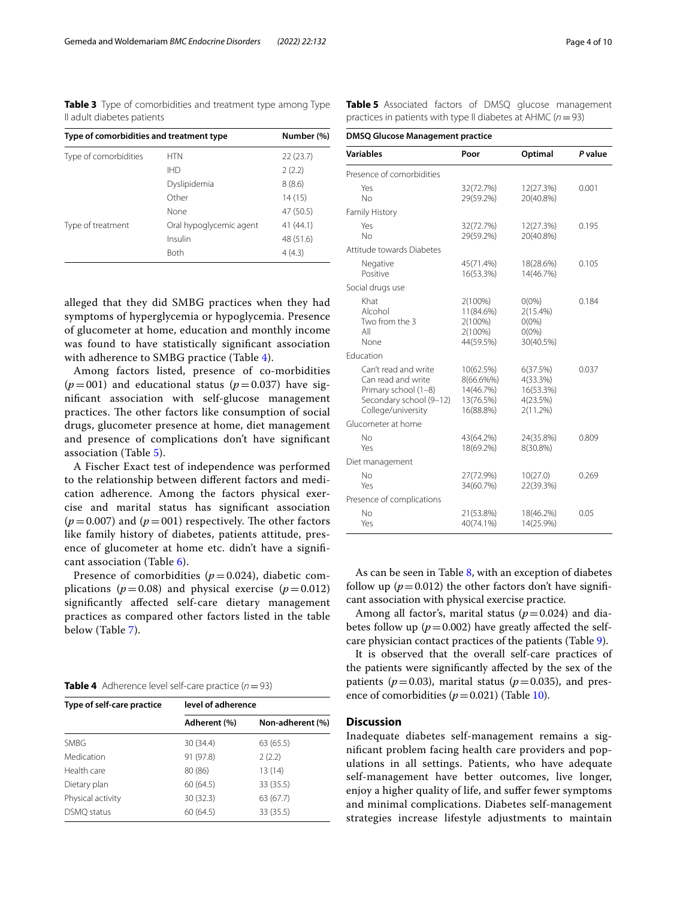**Table 3** Type of comorbidities and treatment type among Type II adult diabetes patients

| Type of comorbidities and treatment type | | Number (%) |
|---|---|---|
| Type of comorbidities | HTN | 22 (23.7) |
| | IHD | 2 (2.2) |
| | Dyslipidemia | 8 (8.6) |
| | Other | 14 (15) |
| | None | 47 (50.5) |
| Type of treatment | Oral hypoglycemic agent | 41 (44.1) |
| | Insulin | 48 (51.6) |
| | Both | 4 (4.3) |

alleged that they did SMBG practices when they had symptoms of hyperglycemia or hypoglycemia. Presence of glucometer at home, education and monthly income was found to have statistically significant association with adherence to SMBG practice (Table 4).

Among factors listed, presence of co-morbidities ($p = 001$) and educational status ($p = 0.037$) have significant association with self-glucose management practices. The other factors like consumption of social drugs, glucometer presence at home, diet management and presence of complications don't have significant association (Table 5).

A Fischer Exact test of independence was performed to the relationship between different factors and medication adherence. Among the factors physical exercise and marital status has significant association ($p = 0.007$) and ($p = 001$) respectively. The other factors like family history of diabetes, patients attitude, presence of glucometer at home etc. didn't have a significant association (Table 6).

Presence of comorbidities ($p = 0.024$), diabetic complications ($p = 0.08$) and physical exercise ($p = 0.012$) significantly affected self-care dietary management practices as compared other factors listed in the table below (Table 7).

**Table 4** Adherence level self-care practice ($n = 93$)

| Type of self-care practice | level of adherence | |
|---|---|---|
| | Adherent (%) | Non-adherent (%) |
| SMBG | 30 (34.4) | 63 (65.5) |
| Medication | 91 (97.8) | 2 (2.2) |
| Health care | 80 (86) | 13 (14) |
| Dietary plan | 60 (64.5) | 33 (35.5) |
| Physical activity | 30 (32.3) | 63 (67.7) |
| DSMQ status | 60 (64.5) | 33 (35.5) |

**Table 5** Associated factors of DMSQ glucose management practices in patients with type II diabetes at AHMC ($n = 93$)

| DMSQ Glucose Management practice | | | |
|---|---|---|---|
| Variables | Poor | Optimal | P value |
| Presence of comorbidities | | | |
| Yes | 32(72.7%) | 12(27.3%) | 0.001 |
| No | 29(59.2%) | 20(40.8%) | |
| Family History | | | |
| Yes | 32(72.7%) | 12(27.3%) | 0.195 |
| No | 29(59.2%) | 20(40.8%) | |
| Attitude towards Diabetes | | | |
| Negative | 45(71.4%) | 18(28.6%) | 0.105 |
| Positive | 16(53.3%) | 14(46.7%) | |
| Social drugs use | | | |
| Khat | 2(100%) | 0(0%) | 0.184 |
| Alcohol | 11(84.6%) | 2(15.4%) | |
| Two from the 3 | 2(100%) | 0(0%) | |
| All | 2(100%) | 0(0%) | |
| None | 44(59.5%) | 30(40.5%) | |
| Education | | | |
| Can't read and write | 10(62.5%) | 6(37.5%) | 0.037 |
| Can read and write | 8(66.6%%) | 4(33.3%) | |
| Primary school (1–8) | 14(46.7%) | 16(53.3%) | |
| Secondary school (9–12) | 13(76.5%) | 4(23.5%) | |
| College/university | 16(88.8%) | 2(11.2%) | |
| Glucometer at home | | | |
| No | 43(64.2%) | 24(35.8%) | 0.809 |
| Yes | 18(69.2%) | 8(30.8%) | |
| Diet management | | | |
| No | 27(72.9%) | 10(27.0) | 0.269 |
| Yes | 34(60.7%) | 22(39.3%) | |
| Presence of complications | | | |
| No | 21(53.8%) | 18(46.2%) | 0.05 |
| Yes | 40(74.1%) | 14(25.9%) | |

As can be seen in Table 8, with an exception of diabetes follow up ($p = 0.012$) the other factors don't have significant association with physical exercise practice.

Among all factor's, marital status ($p = 0.024$) and diabetes follow up ($p = 0.002$) have greatly affected the self-care physician contact practices of the patients (Table 9).

It is observed that the overall self-care practices of the patients were significantly affected by the sex of the patients ($p = 0.03$), marital status ($p = 0.035$), and presence of comorbidities ($p = 0.021$) (Table 10).

## Discussion

Inadequate diabetes self-management remains a significant problem facing health care providers and populations in all settings. Patients, who have adequate self-management have better outcomes, live longer, enjoy a higher quality of life, and suffer fewer symptoms and minimal complications. Diabetes self-management strategies increase lifestyle adjustments to maintain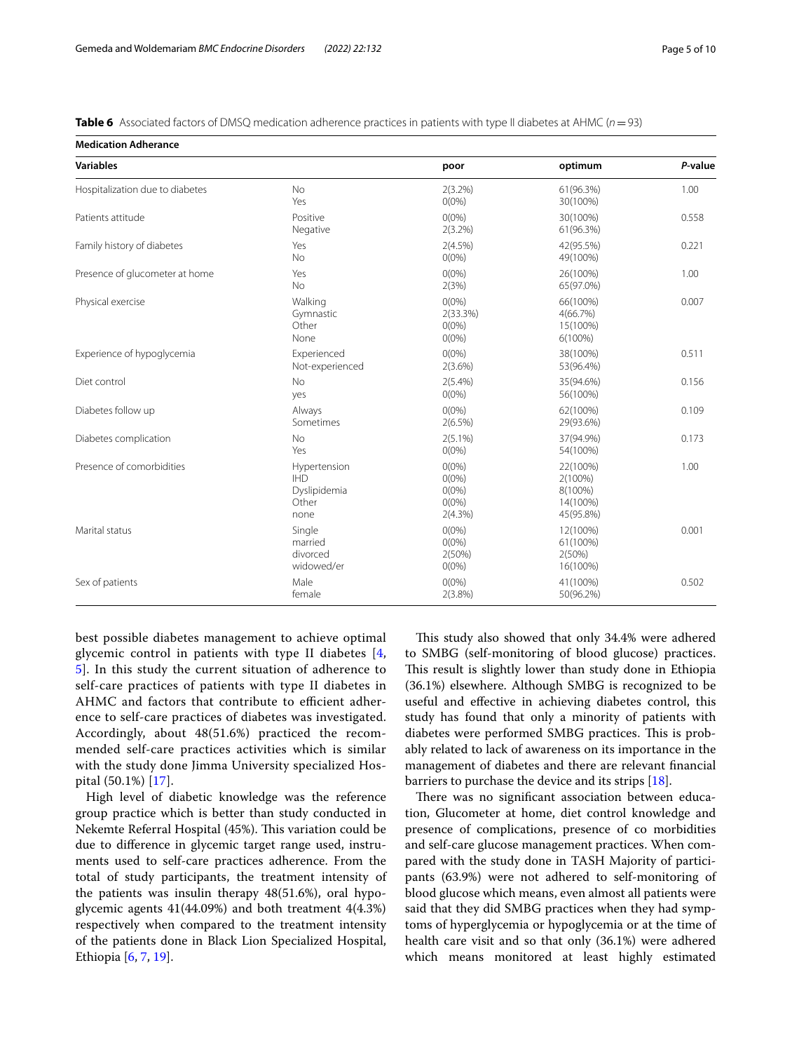**Table 6** Associated factors of DMSQ medication adherence practices in patients with type II diabetes at AHMC (*n* = 93)

| Medication Adherance | | | | |
|---|---|---|---|---|
| **Variables** | | **poor** | **optimum** | ***P*-value** |
| Hospitalization due to diabetes | No | 2(3.2%) | 61(96.3%) | 1.00 |
| | Yes | 0(0%) | 30(100%) | |
| Patients attitude | Positive | 0(0%) | 30(100%) | 0.558 |
| | Negative | 2(3.2%) | 61(96.3%) | |
| Family history of diabetes | Yes | 2(4.5%) | 42(95.5%) | 0.221 |
| | No | 0(0%) | 49(100%) | |
| Presence of glucometer at home | Yes | 0(0%) | 26(100%) | 1.00 |
| | No | 2(3%) | 65(97.0%) | |
| Physical exercise | Walking | 0(0%) | 66(100%) | 0.007 |
| | Gymnastic | 2(33.3%) | 4(66.7%) | |
| | Other | 0(0%) | 15(100%) | |
| | None | 0(0%) | 6(100%) | |
| Experience of hypoglycemia | Experienced | 0(0%) | 38(100%) | 0.511 |
| | Not-experienced | 2(3.6%) | 53(96.4%) | |
| Diet control | No | 2(5.4%) | 35(94.6%) | 0.156 |
| | yes | 0(0%) | 56(100%) | |
| Diabetes follow up | Always | 0(0%) | 62(100%) | 0.109 |
| | Sometimes | 2(6.5%) | 29(93.6%) | |
| Diabetes complication | No | 2(5.1%) | 37(94.9%) | 0.173 |
| | Yes | 0(0%) | 54(100%) | |
| Presence of comorbidities | Hypertension | 0(0%) | 22(100%) | 1.00 |
| | IHD | 0(0%) | 2(100%) | |
| | Dyslipidemia | 0(0%) | 8(100%) | |
| | Other | 0(0%) | 14(100%) | |
| | none | 2(4.3%) | 45(95.8%) | |
| Marital status | Single | 0(0%) | 12(100%) | 0.001 |
| | married | 0(0%) | 61(100%) | |
| | divorced | 2(50%) | 2(50%) | |
| | widowed/er | 0(0%) | 16(100%) | |
| Sex of patients | Male | 0(0%) | 41(100%) | 0.502 |
| | female | 2(3.8%) | 50(96.2%) | |

best possible diabetes management to achieve optimal glycemic control in patients with type II diabetes [4, 5]. In this study the current situation of adherence to self-care practices of patients with type II diabetes in AHMC and factors that contribute to efficient adherence to self-care practices of diabetes was investigated. Accordingly, about 48(51.6%) practiced the recommended self-care practices activities which is similar with the study done Jimma University specialized Hospital (50.1%) [17].

High level of diabetic knowledge was the reference group practice which is better than study conducted in Nekemte Referral Hospital (45%). This variation could be due to difference in glycemic target range used, instruments used to self-care practices adherence. From the total of study participants, the treatment intensity of the patients was insulin therapy 48(51.6%), oral hypoglycemic agents 41(44.09%) and both treatment 4(4.3%) respectively when compared to the treatment intensity of the patients done in Black Lion Specialized Hospital, Ethiopia [6, 7, 19].

This study also showed that only 34.4% were adhered to SMBG (self-monitoring of blood glucose) practices. This result is slightly lower than study done in Ethiopia (36.1%) elsewhere. Although SMBG is recognized to be useful and effective in achieving diabetes control, this study has found that only a minority of patients with diabetes were performed SMBG practices. This is probably related to lack of awareness on its importance in the management of diabetes and there are relevant financial barriers to purchase the device and its strips [18].

There was no significant association between education, Glucometer at home, diet control knowledge and presence of complications, presence of co morbidities and self-care glucose management practices. When compared with the study done in TASH Majority of participants (63.9%) were not adhered to self-monitoring of blood glucose which means, even almost all patients were said that they did SMBG practices when they had symptoms of hyperglycemia or hypoglycemia or at the time of health care visit and so that only (36.1%) were adhered which means monitored at least highly estimated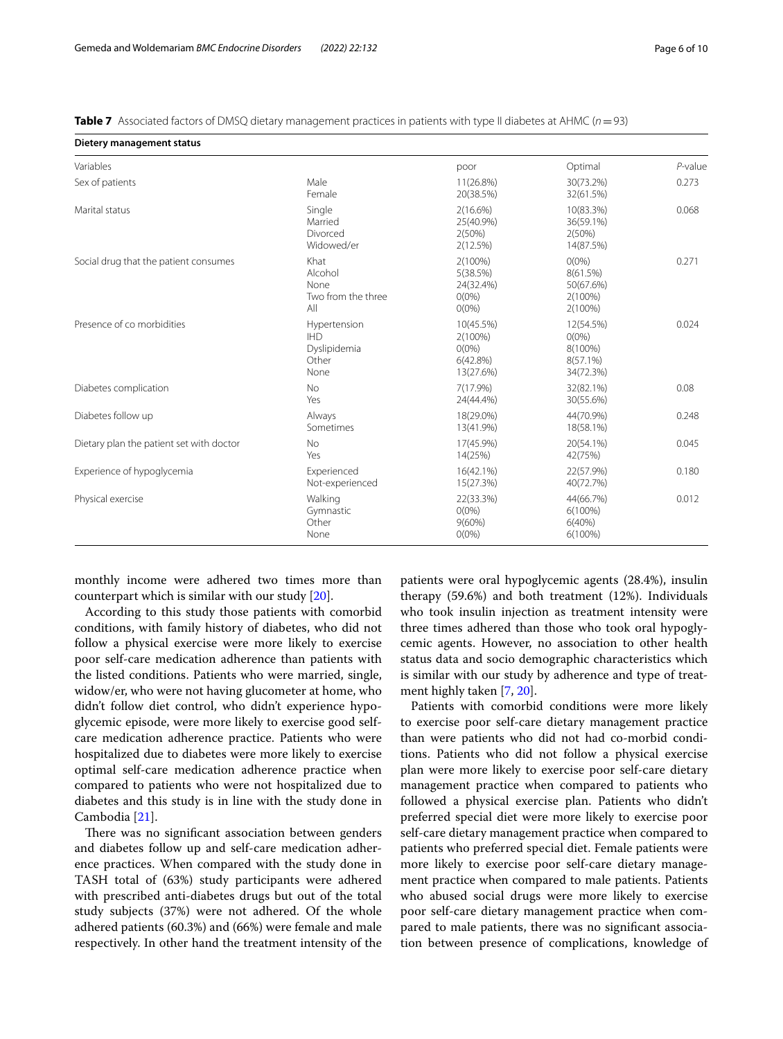**Table 7** Associated factors of DMSQ dietary management practices in patients with type II diabetes at AHMC ($n = 93$)

| Dietery management status | | | | |
|---|---|---|---|---|
| Variables | | poor | Optimal | *P*-value |
| Sex of patients | Male | 11(26.8%) | 30(73.2%) | 0.273 |
| | Female | 20(38.5%) | 32(61.5%) | |
| Marital status | Single | 2(16.6%) | 10(83.3%) | 0.068 |
| | Married | 25(40.9%) | 36(59.1%) | |
| | Divorced | 2(50%) | 2(50%) | |
| | Widowed/er | 2(12.5%) | 14(87.5%) | |
| Social drug that the patient consumes | Khat | 2(100%) | 0(0%) | 0.271 |
| | Alcohol | 5(38.5%) | 8(61.5%) | |
| | None | 24(32.4%) | 50(67.6%) | |
| | Two from the three | 0(0%) | 2(100%) | |
| | All | 0(0%) | 2(100%) | |
| Presence of co morbidities | Hypertension | 10(45.5%) | 12(54.5%) | 0.024 |
| | IHD | 2(100%) | 0(0%) | |
| | Dyslipidemia | 0(0%) | 8(100%) | |
| | Other | 6(42.8%) | 8(57.1%) | |
| | None | 13(27.6%) | 34(72.3%) | |
| Diabetes complication | No | 7(17.9%) | 32(82.1%) | 0.08 |
| | Yes | 24(44.4%) | 30(55.6%) | |
| Diabetes follow up | Always | 18(29.0%) | 44(70.9%) | 0.248 |
| | Sometimes | 13(41.9%) | 18(58.1%) | |
| Dietary plan the patient set with doctor | No | 17(45.9%) | 20(54.1%) | 0.045 |
| | Yes | 14(25%) | 42(75%) | |
| Experience of hypoglycemia | Experienced | 16(42.1%) | 22(57.9%) | 0.180 |
| | Not-experienced | 15(27.3%) | 40(72.7%) | |
| Physical exercise | Walking | 22(33.3%) | 44(66.7%) | 0.012 |
| | Gymnastic | 0(0%) | 6(100%) | |
| | Other | 9(60%) | 6(40%) | |
| | None | 0(0%) | 6(100%) | |

monthly income were adhered two times more than counterpart which is similar with our study [20].

According to this study those patients with comorbid conditions, with family history of diabetes, who did not follow a physical exercise were more likely to exercise poor self-care medication adherence than patients with the listed conditions. Patients who were married, single, widow/er, who were not having glucometer at home, who didn't follow diet control, who didn't experience hypoglycemic episode, were more likely to exercise good self-care medication adherence practice. Patients who were hospitalized due to diabetes were more likely to exercise optimal self-care medication adherence practice when compared to patients who were not hospitalized due to diabetes and this study is in line with the study done in Cambodia [21].

There was no significant association between genders and diabetes follow up and self-care medication adherence practices. When compared with the study done in TASH total of (63%) study participants were adhered with prescribed anti-diabetes drugs but out of the total study subjects (37%) were not adhered. Of the whole adhered patients (60.3%) and (66%) were female and male respectively. In other hand the treatment intensity of the patients were oral hypoglycemic agents (28.4%), insulin therapy (59.6%) and both treatment (12%). Individuals who took insulin injection as treatment intensity were three times adhered than those who took oral hypoglycemic agents. However, no association to other health status data and socio demographic characteristics which is similar with our study by adherence and type of treatment highly taken [7, 20].

Patients with comorbid conditions were more likely to exercise poor self-care dietary management practice than were patients who did not had co-morbid conditions. Patients who did not follow a physical exercise plan were more likely to exercise poor self-care dietary management practice when compared to patients who followed a physical exercise plan. Patients who didn't preferred special diet were more likely to exercise poor self-care dietary management practice when compared to patients who preferred special diet. Female patients were more likely to exercise poor self-care dietary management practice when compared to male patients. Patients who abused social drugs were more likely to exercise poor self-care dietary management practice when compared to male patients, there was no significant association between presence of complications, knowledge of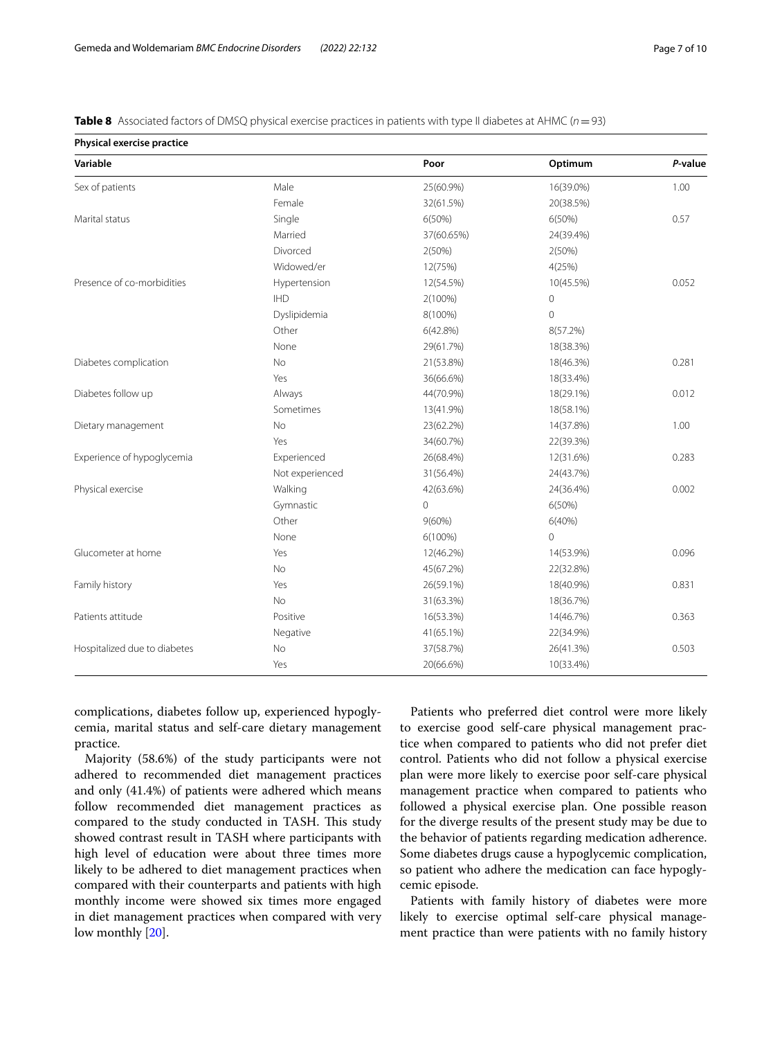**Table 8** Associated factors of DMSQ physical exercise practices in patients with type II diabetes at AHMC (*n* = 93)

| Physical exercise practice | | | | |
|---|---|---|---|---|
| **Variable** | | **Poor** | **Optimum** | ***P*-value** |
| Sex of patients | Male | 25(60.9%) | 16(39.0%) | 1.00 |
| | Female | 32(61.5%) | 20(38.5%) | |
| Marital status | Single | 6(50%) | 6(50%) | 0.57 |
| | Married | 37(60.65%) | 24(39.4%) | |
| | Divorced | 2(50%) | 2(50%) | |
| | Widowed/er | 12(75%) | 4(25%) | |
| Presence of co-morbidities | Hypertension | 12(54.5%) | 10(45.5%) | 0.052 |
| | IHD | 2(100%) | 0 | |
| | Dyslipidemia | 8(100%) | 0 | |
| | Other | 6(42.8%) | 8(57.2%) | |
| | None | 29(61.7%) | 18(38.3%) | |
| Diabetes complication | No | 21(53.8%) | 18(46.3%) | 0.281 |
| | Yes | 36(66.6%) | 18(33.4%) | |
| Diabetes follow up | Always | 44(70.9%) | 18(29.1%) | 0.012 |
| | Sometimes | 13(41.9%) | 18(58.1%) | |
| Dietary management | No | 23(62.2%) | 14(37.8%) | 1.00 |
| | Yes | 34(60.7%) | 22(39.3%) | |
| Experience of hypoglycemia | Experienced | 26(68.4%) | 12(31.6%) | 0.283 |
| | Not experienced | 31(56.4%) | 24(43.7%) | |
| Physical exercise | Walking | 42(63.6%) | 24(36.4%) | 0.002 |
| | Gymnastic | 0 | 6(50%) | |
| | Other | 9(60%) | 6(40%) | |
| | None | 6(100%) | 0 | |
| Glucometer at home | Yes | 12(46.2%) | 14(53.9%) | 0.096 |
| | No | 45(67.2%) | 22(32.8%) | |
| Family history | Yes | 26(59.1%) | 18(40.9%) | 0.831 |
| | No | 31(63.3%) | 18(36.7%) | |
| Patients attitude | Positive | 16(53.3%) | 14(46.7%) | 0.363 |
| | Negative | 41(65.1%) | 22(34.9%) | |
| Hospitalized due to diabetes | No | 37(58.7%) | 26(41.3%) | 0.503 |
| | Yes | 20(66.6%) | 10(33.4%) | |

complications, diabetes follow up, experienced hypoglycemia, marital status and self-care dietary management practice.

Majority (58.6%) of the study participants were not adhered to recommended diet management practices and only (41.4%) of patients were adhered which means follow recommended diet management practices as compared to the study conducted in TASH. This study showed contrast result in TASH where participants with high level of education were about three times more likely to be adhered to diet management practices when compared with their counterparts and patients with high monthly income were showed six times more engaged in diet management practices when compared with very low monthly [20].

Patients who preferred diet control were more likely to exercise good self-care physical management practice when compared to patients who did not prefer diet control. Patients who did not follow a physical exercise plan were more likely to exercise poor self-care physical management practice when compared to patients who followed a physical exercise plan. One possible reason for the diverge results of the present study may be due to the behavior of patients regarding medication adherence. Some diabetes drugs cause a hypoglycemic complication, so patient who adhere the medication can face hypoglycemic episode.

Patients with family history of diabetes were more likely to exercise optimal self-care physical management practice than were patients with no family history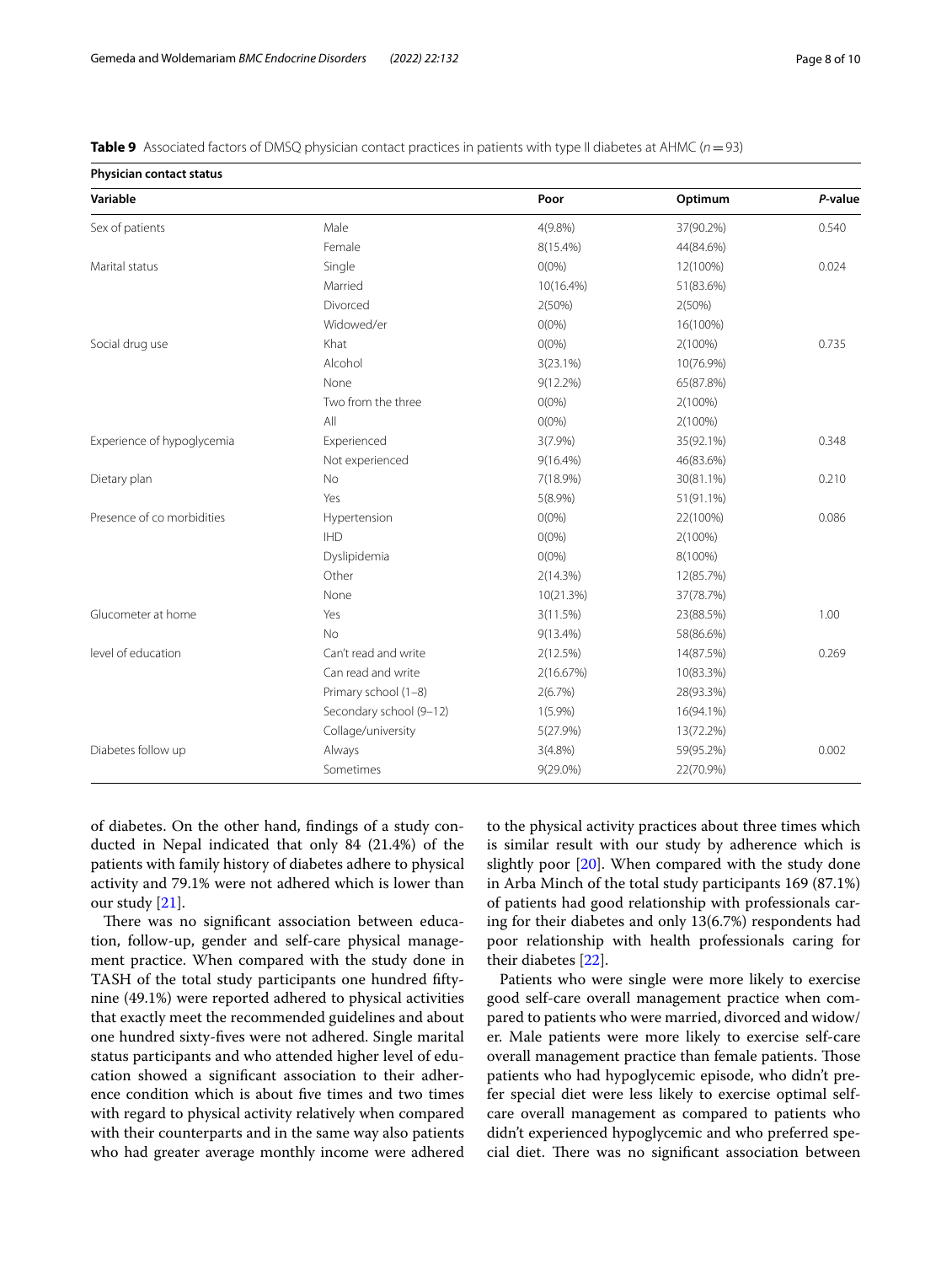**Table 9** Associated factors of DMSQ physician contact practices in patients with type II diabetes at AHMC (*n* = 93)

| Physician contact status | | | | |
|---|---|---|---|---|
| **Variable** | | **Poor** | **Optimum** | ***P*-value** |
| Sex of patients | Male | 4(9.8%) | 37(90.2%) | 0.540 |
| | Female | 8(15.4%) | 44(84.6%) | |
| Marital status | Single | 0(0%) | 12(100%) | 0.024 |
| | Married | 10(16.4%) | 51(83.6%) | |
| | Divorced | 2(50%) | 2(50%) | |
| | Widowed/er | 0(0%) | 16(100%) | |
| Social drug use | Khat | 0(0%) | 2(100%) | 0.735 |
| | Alcohol | 3(23.1%) | 10(76.9%) | |
| | None | 9(12.2%) | 65(87.8%) | |
| | Two from the three | 0(0%) | 2(100%) | |
| | All | 0(0%) | 2(100%) | |
| Experience of hypoglycemia | Experienced | 3(7.9%) | 35(92.1%) | 0.348 |
| | Not experienced | 9(16.4%) | 46(83.6%) | |
| Dietary plan | No | 7(18.9%) | 30(81.1%) | 0.210 |
| | Yes | 5(8.9%) | 51(91.1%) | |
| Presence of co morbidities | Hypertension | 0(0%) | 22(100%) | 0.086 |
| | IHD | 0(0%) | 2(100%) | |
| | Dyslipidemia | 0(0%) | 8(100%) | |
| | Other | 2(14.3%) | 12(85.7%) | |
| | None | 10(21.3%) | 37(78.7%) | |
| Glucometer at home | Yes | 3(11.5%) | 23(88.5%) | 1.00 |
| | No | 9(13.4%) | 58(86.6%) | |
| level of education | Can't read and write | 2(12.5%) | 14(87.5%) | 0.269 |
| | Can read and write | 2(16.67%) | 10(83.3%) | |
| | Primary school (1–8) | 2(6.7%) | 28(93.3%) | |
| | Secondary school (9–12) | 1(5.9%) | 16(94.1%) | |
| | Collage/university | 5(27.9%) | 13(72.2%) | |
| Diabetes follow up | Always | 3(4.8%) | 59(95.2%) | 0.002 |
| | Sometimes | 9(29.0%) | 22(70.9%) | |

of diabetes. On the other hand, findings of a study conducted in Nepal indicated that only 84 (21.4%) of the patients with family history of diabetes adhere to physical activity and 79.1% were not adhered which is lower than our study [21].

There was no significant association between education, follow-up, gender and self-care physical management practice. When compared with the study done in TASH of the total study participants one hundred fifty-nine (49.1%) were reported adhered to physical activities that exactly meet the recommended guidelines and about one hundred sixty-fives were not adhered. Single marital status participants and who attended higher level of education showed a significant association to their adherence condition which is about five times and two times with regard to physical activity relatively when compared with their counterparts and in the same way also patients who had greater average monthly income were adhered to the physical activity practices about three times which is similar result with our study by adherence which is slightly poor [20]. When compared with the study done in Arba Minch of the total study participants 169 (87.1%) of patients had good relationship with professionals caring for their diabetes and only 13(6.7%) respondents had poor relationship with health professionals caring for their diabetes [22].

Patients who were single were more likely to exercise good self-care overall management practice when compared to patients who were married, divorced and widow/er. Male patients were more likely to exercise self-care overall management practice than female patients. Those patients who had hypoglycemic episode, who didn't prefer special diet were less likely to exercise optimal self-care overall management as compared to patients who didn't experienced hypoglycemic and who preferred special diet. There was no significant association between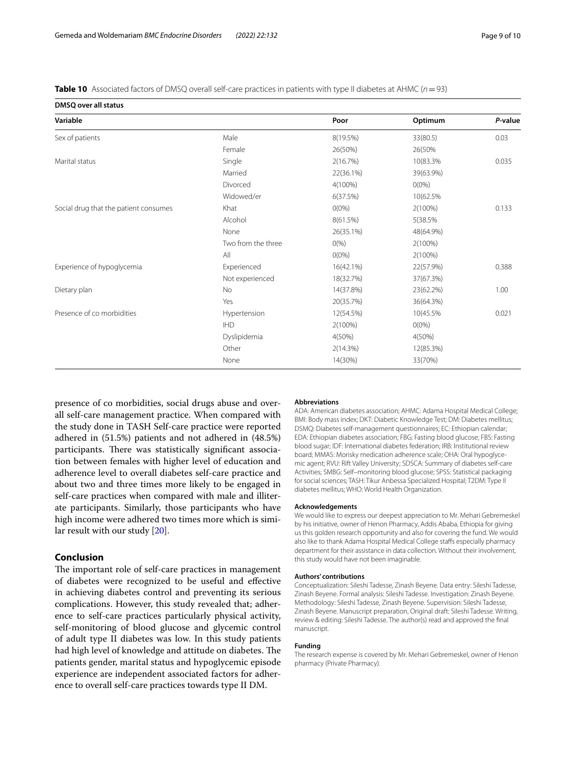**Table 10** Associated factors of DMSQ overall self-care practices in patients with type II diabetes at AHMC (*n* = 93)

| DMSQ over all status | | | | |
|---|---|---|---|---|
| **Variable** | | **Poor** | **Optimum** | ***P*-value** |
| Sex of patients | Male | 8(19.5%) | 33(80.5) | 0.03 |
| | Female | 26(50%) | 26(50% | |
| Marital status | Single | 2(16.7%) | 10(83.3% | 0.035 |
| | Married | 22(36.1%) | 39(63.9%) | |
| | Divorced | 4(100%) | 0(0%) | |
| | Widowed/er | 6(37.5%) | 10(62.5% | |
| Social drug that the patient consumes | Khat | 0(0%) | 2(100%) | 0.133 |
| | Alcohol | 8(61.5%) | 5(38.5% | |
| | None | 26(35.1%) | 48(64.9%) | |
| | Two from the three | 0(%) | 2(100%) | |
| | All | 0(0%) | 2(100%) | |
| Experience of hypoglycemia | Experienced | 16(42.1%) | 22(57.9%) | 0.388 |
| | Not experienced | 18(32.7%) | 37(67.3%) | |
| Dietary plan | No | 14(37.8%) | 23(62.2%) | 1.00 |
| | Yes | 20(35.7%) | 36(64.3%) | |
| Presence of co morbidities | Hypertension | 12(54.5%) | 10(45.5% | 0.021 |
| | IHD | 2(100%) | 0(0%) | |
| | Dyslipidemia | 4(50%) | 4(50%) | |
| | Other | 2(14.3%) | 12(85.3%) | |
| | None | 14(30%) | 33(70%) | |

presence of co morbidities, social drugs abuse and overall self-care management practice. When compared with the study done in TASH Self-care practice were reported adhered in (51.5%) patients and not adhered in (48.5%) participants. There was statistically significant association between females with higher level of education and adherence level to overall diabetes self-care practice and about two and three times more likely to be engaged in self-care practices when compared with male and illiterate participants. Similarly, those participants who have high income were adhered two times more which is similar result with our study [20].

## Conclusion

The important role of self-care practices in management of diabetes were recognized to be useful and effective in achieving diabetes control and preventing its serious complications. However, this study revealed that; adherence to self-care practices particularly physical activity, self-monitoring of blood glucose and glycemic control of adult type II diabetes was low. In this study patients had high level of knowledge and attitude on diabetes. The patients gender, marital status and hypoglycemic episode experience are independent associated factors for adherence to overall self-care practices towards type II DM.

#### Abbreviations

ADA: American diabetes association; AHMC: Adama Hospital Medical College; BMI: Body mass index; DKT: Diabetic Knowledge Test; DM: Diabetes mellitus; DSMQ: Diabetes self-management questionnaires; EC: Ethiopian calendar; EDA: Ethiopian diabetes association; FBG: Fasting blood glucose; FBS: Fasting blood sugar; IDF: International diabetes federation; IRB: Institutional review board; MMAS: Morisky medication adherence scale; OHA: Oral hypoglycemic agent; RVU: Rift Valley University; SDSCA: Summary of diabetes self-care Activities; SMBG: Self–monitoring blood glucose; SPSS: Statistical packaging for social sciences; TASH: Tikur Anbessa Specialized Hospital; T2DM: Type II diabetes mellitus; WHO: World Health Organization.

#### Acknowledgements

We would like to express our deepest appreciation to Mr. Mehari Gebremeskel by his initiative, owner of Henon Pharmacy, Addis Ababa, Ethiopia for giving us this golden research opportunity and also for covering the fund. We would also like to thank Adama Hospital Medical College staffs especially pharmacy department for their assistance in data collection. Without their involvement, this study would have not been imaginable.

#### Authors' contributions

Conceptualization: Sileshi Tadesse, Zinash Beyene. Data entry: Sileshi Tadesse, Zinash Beyene. Formal analysis: Sileshi Tadesse. Investigation: Zinash Beyene. Methodology: Sileshi Tadesse, Zinash Beyene. Supervision: Sileshi Tadesse, Zinash Beyene. Manuscript preparation, Original draft: Sileshi Tadesse. Writing, review & editing: Sileshi Tadesse. The author(s) read and approved the final manuscript.

#### Funding

The research expense is covered by Mr. Mehari Gebremeskel, owner of Henon pharmacy (Private Pharmacy).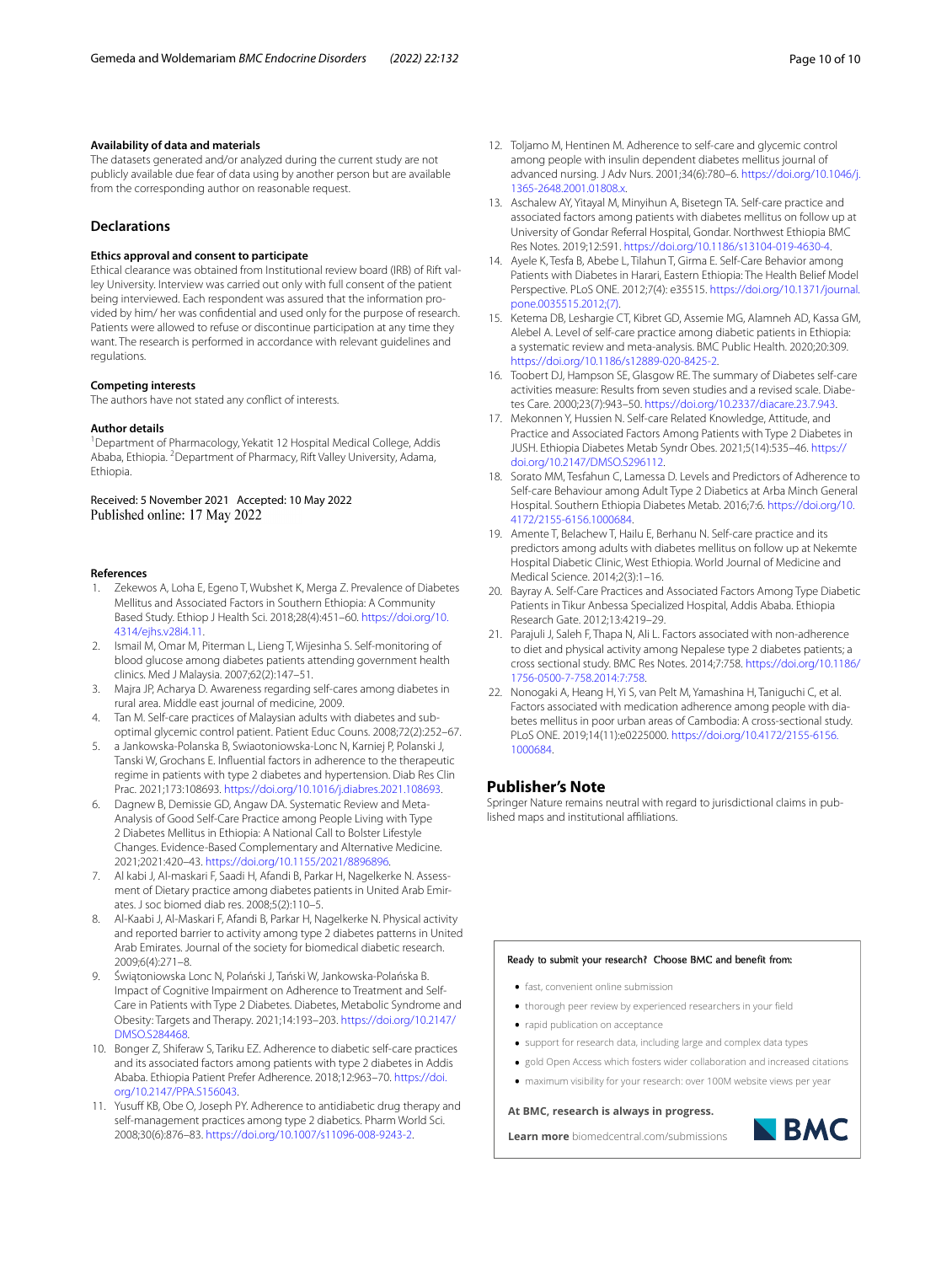### Availability of data and materials

The datasets generated and/or analyzed during the current study are not publicly available due fear of data using by another person but are available from the corresponding author on reasonable request.

## Declarations

### Ethics approval and consent to participate

Ethical clearance was obtained from Institutional review board (IRB) of Rift valley University. Interview was carried out only with full consent of the patient being interviewed. Each respondent was assured that the information provided by him/ her was confidential and used only for the purpose of research. Patients were allowed to refuse or discontinue participation at any time they want. The research is performed in accordance with relevant guidelines and regulations.

### Competing interests

The authors have not stated any conflict of interests.

### Author details

[1]Department of Pharmacology, Yekatit 12 Hospital Medical College, Addis Ababa, Ethiopia. [2]Department of Pharmacy, Rift Valley University, Adama, Ethiopia.

Received: 5 November 2021   Accepted: 10 May 2022
Published online: 17 May 2022

### References

1. Zekewos A, Loha E, Egeno T, Wubshet K, Merga Z. Prevalence of Diabetes Mellitus and Associated Factors in Southern Ethiopia: A Community Based Study. Ethiop J Health Sci. 2018;28(4):451–60. https://doi.org/10.4314/ejhs.v28i4.11.
2. Ismail M, Omar M, Piterman L, Lieng T, Wijesinha S. Self-monitoring of blood glucose among diabetes patients attending government health clinics. Med J Malaysia. 2007;62(2):147–51.
3. Majra JP, Acharya D. Awareness regarding self-cares among diabetes in rural area. Middle east journal of medicine, 2009.
4. Tan M. Self-care practices of Malaysian adults with diabetes and suboptimal glycemic control patient. Patient Educ Couns. 2008;72(2):252–67.
5. a Jankowska-Polanska B, Swiaotoniowska-Lonc N, Karniej P, Polanski J, Tanski W, Grochans E. Influential factors in adherence to the therapeutic regime in patients with type 2 diabetes and hypertension. Diab Res Clin Prac. 2021;173:108693. https://doi.org/10.1016/j.diabres.2021.108693.
6. Dagnew B, Demissie GD, Angaw DA. Systematic Review and Meta-Analysis of Good Self-Care Practice among People Living with Type 2 Diabetes Mellitus in Ethiopia: A National Call to Bolster Lifestyle Changes. Evidence-Based Complementary and Alternative Medicine. 2021;2021:420–43. https://doi.org/10.1155/2021/8896896.
7. Al kabi J, Al-maskari F, Saadi H, Afandi B, Parkar H, Nagelkerke N. Assessment of Dietary practice among diabetes patients in United Arab Emirates. J soc biomed diab res. 2008;5(2):110–5.
8. Al-Kaabi J, Al-Maskari F, Afandi B, Parkar H, Nagelkerke N. Physical activity and reported barrier to activity among type 2 diabetes patterns in United Arab Emirates. Journal of the society for biomedical diabetic research. 2009;6(4):271–8.
9. Świątoniowska Lonc N, Polański J, Tański W, Jankowska-Polańska B. Impact of Cognitive Impairment on Adherence to Treatment and Self-Care in Patients with Type 2 Diabetes. Diabetes, Metabolic Syndrome and Obesity: Targets and Therapy. 2021;14:193–203. https://doi.org/10.2147/DMSO.S284468.
10. Bonger Z, Shiferaw S, Tariku EZ. Adherence to diabetic self-care practices and its associated factors among patients with type 2 diabetes in Addis Ababa. Ethiopia Patient Prefer Adherence. 2018;12:963–70. https://doi.org/10.2147/PPA.S156043.
11. Yusuff KB, Obe O, Joseph PY. Adherence to antidiabetic drug therapy and self-management practices among type 2 diabetics. Pharm World Sci. 2008;30(6):876–83. https://doi.org/10.1007/s11096-008-9243-2.
12. Toljamo M, Hentinen M. Adherence to self-care and glycemic control among people with insulin dependent diabetes mellitus journal of advanced nursing. J Adv Nurs. 2001;34(6):780–6. https://doi.org/10.1046/j.1365-2648.2001.01808.x.
13. Aschalew AY, Yitayal M, Minyihun A, Bisetegn TA. Self-care practice and associated factors among patients with diabetes mellitus on follow up at University of Gondar Referral Hospital, Gondar. Northwest Ethiopia BMC Res Notes. 2019;12:591. https://doi.org/10.1186/s13104-019-4630-4.
14. Ayele K, Tesfa B, Abebe L, Tilahun T, Girma E. Self-Care Behavior among Patients with Diabetes in Harari, Eastern Ethiopia: The Health Belief Model Perspective. PLoS ONE. 2012;7(4): e35515. https://doi.org/10.1371/journal.pone.0035515.2012;(7).
15. Ketema DB, Leshargie CT, Kibret GD, Assemie MG, Alamneh AD, Kassa GM, Alebel A. Level of self-care practice among diabetic patients in Ethiopia: a systematic review and meta-analysis. BMC Public Health. 2020;20:309. https://doi.org/10.1186/s12889-020-8425-2.
16. Toobert DJ, Hampson SE, Glasgow RE. The summary of Diabetes self-care activities measure: Results from seven studies and a revised scale. Diabetes Care. 2000;23(7):943–50. https://doi.org/10.2337/diacare.23.7.943.
17. Mekonnen Y, Hussien N. Self-care Related Knowledge, Attitude, and Practice and Associated Factors Among Patients with Type 2 Diabetes in JUSH. Ethiopia Diabetes Metab Syndr Obes. 2021;5(14):535–46. https://doi.org/10.2147/DMSO.S296112.
18. Sorato MM, Tesfahun C, Lamessa D. Levels and Predictors of Adherence to Self-care Behaviour among Adult Type 2 Diabetics at Arba Minch General Hospital. Southern Ethiopia Diabetes Metab. 2016;7:6. https://doi.org/10.4172/2155-6156.1000684.
19. Amente T, Belachew T, Hailu E, Berhanu N. Self-care practice and its predictors among adults with diabetes mellitus on follow up at Nekemte Hospital Diabetic Clinic, West Ethiopia. World Journal of Medicine and Medical Science. 2014;2(3):1–16.
20. Bayray A. Self-Care Practices and Associated Factors Among Type Diabetic Patients in Tikur Anbessa Specialized Hospital, Addis Ababa. Ethiopia Research Gate. 2012;13:4219–29.
21. Parajuli J, Saleh F, Thapa N, Ali L. Factors associated with non-adherence to diet and physical activity among Nepalese type 2 diabetes patients; a cross sectional study. BMC Res Notes. 2014;7:758. https://doi.org/10.1186/1756-0500-7-758.2014:7:758.
22. Nonogaki A, Heang H, Yi S, van Pelt M, Yamashina H, Taniguchi C, et al. Factors associated with medication adherence among people with diabetes mellitus in poor urban areas of Cambodia: A cross-sectional study. PLoS ONE. 2019;14(11):e0225000. https://doi.org/10.4172/2155-6156.1000684.

## Publisher's Note

Springer Nature remains neutral with regard to jurisdictional claims in published maps and institutional affiliations.

Ready to submit your research? Choose BMC and benefit from:

- fast, convenient online submission
- thorough peer review by experienced researchers in your field
- rapid publication on acceptance
- support for research data, including large and complex data types
- gold Open Access which fosters wider collaboration and increased citations
- maximum visibility for your research: over 100M website views per year

**At BMC, research is always in progress.**

**Learn more** biomedcentral.com/submissions

BMC